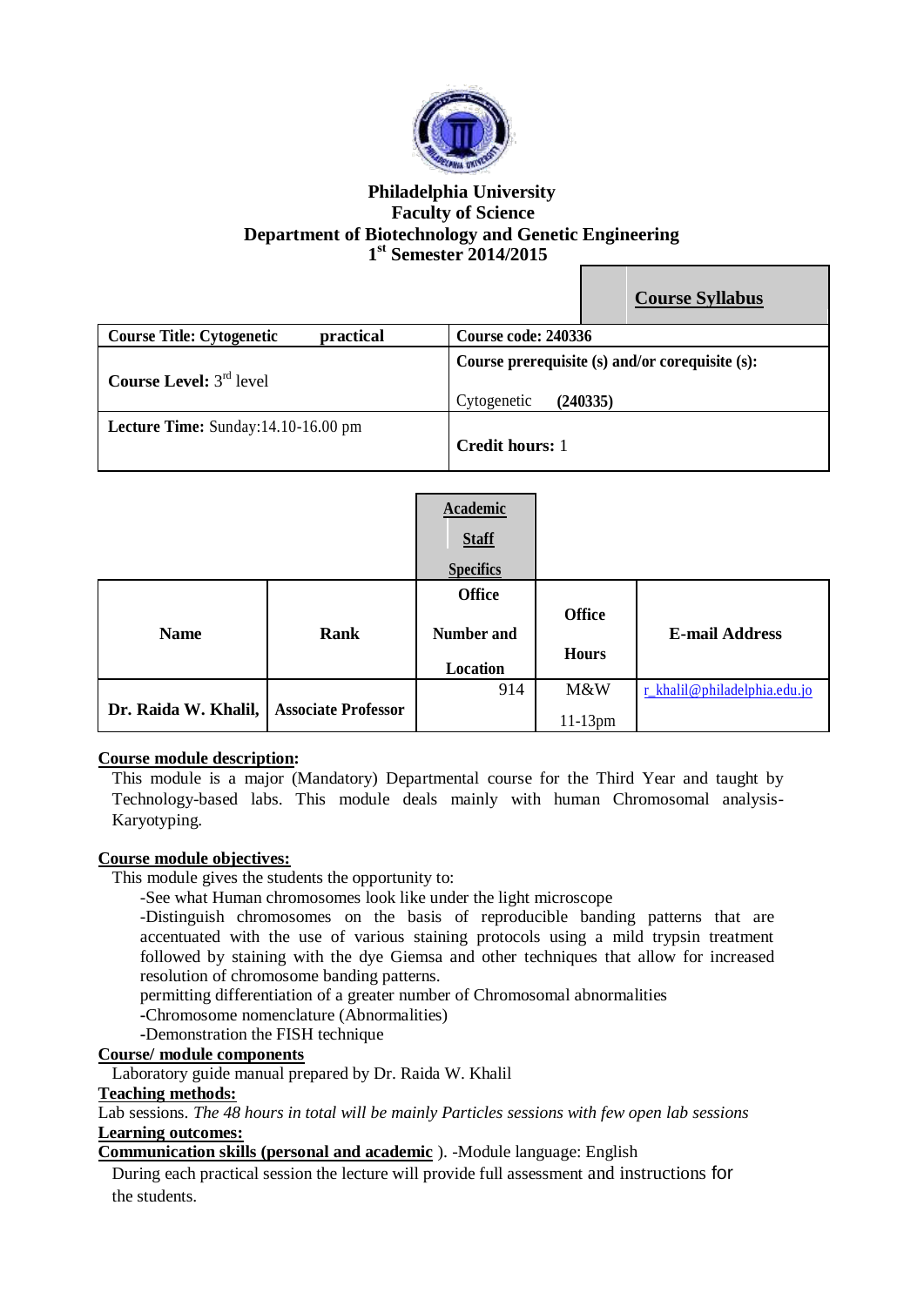**Philadelphia University**
**Faculty of Science**
**Department of Biotechnology and Genetic Engineering**
**1st Semester 2014/2015**

## Course Syllabus

| **Course Title: Cytogenetic practical** | **Course code: 240336** |
|---|---|
| **Course Level:** 3rd level | **Course prerequisite (s) and/or corequisite (s):** Cytogenetic **(240335)** |
| **Lecture Time:** Sunday:14.10-16.00 pm | **Credit hours:** 1 |

### Academic Staff Specifics

| Name | Rank | Office Number and Location | Office Hours | E-mail Address |
|---|---|---|---|---|
| **Dr. Raida W. Khalil,** | **Associate Professor** | 914 | M&W 11-13pm | r_khalil@philadelphia.edu.jo |

**Course module description:**

This module is a major (Mandatory) Departmental course for the Third Year and taught by Technology-based labs. This module deals mainly with human Chromosomal analysis-Karyotyping.

**Course module objectives:**

This module gives the students the opportunity to:

-See what Human chromosomes look like under the light microscope

-Distinguish chromosomes on the basis of reproducible banding patterns that are accentuated with the use of various staining protocols using a mild trypsin treatment followed by staining with the dye Giemsa and other techniques that allow for increased resolution of chromosome banding patterns.

permitting differentiation of a greater number of Chromosomal abnormalities

-Chromosome nomenclature (Abnormalities)

-Demonstration the FISH technique

**Course/ module components**

Laboratory guide manual prepared by Dr. Raida W. Khalil

**Teaching methods:**

Lab sessions. *The 48 hours in total will be mainly Particles sessions with few open lab sessions*

**Learning outcomes:**

**Communication skills (personal and academic** ). -Module language: English

During each practical session the lecture will provide full assessment and instructions for the students.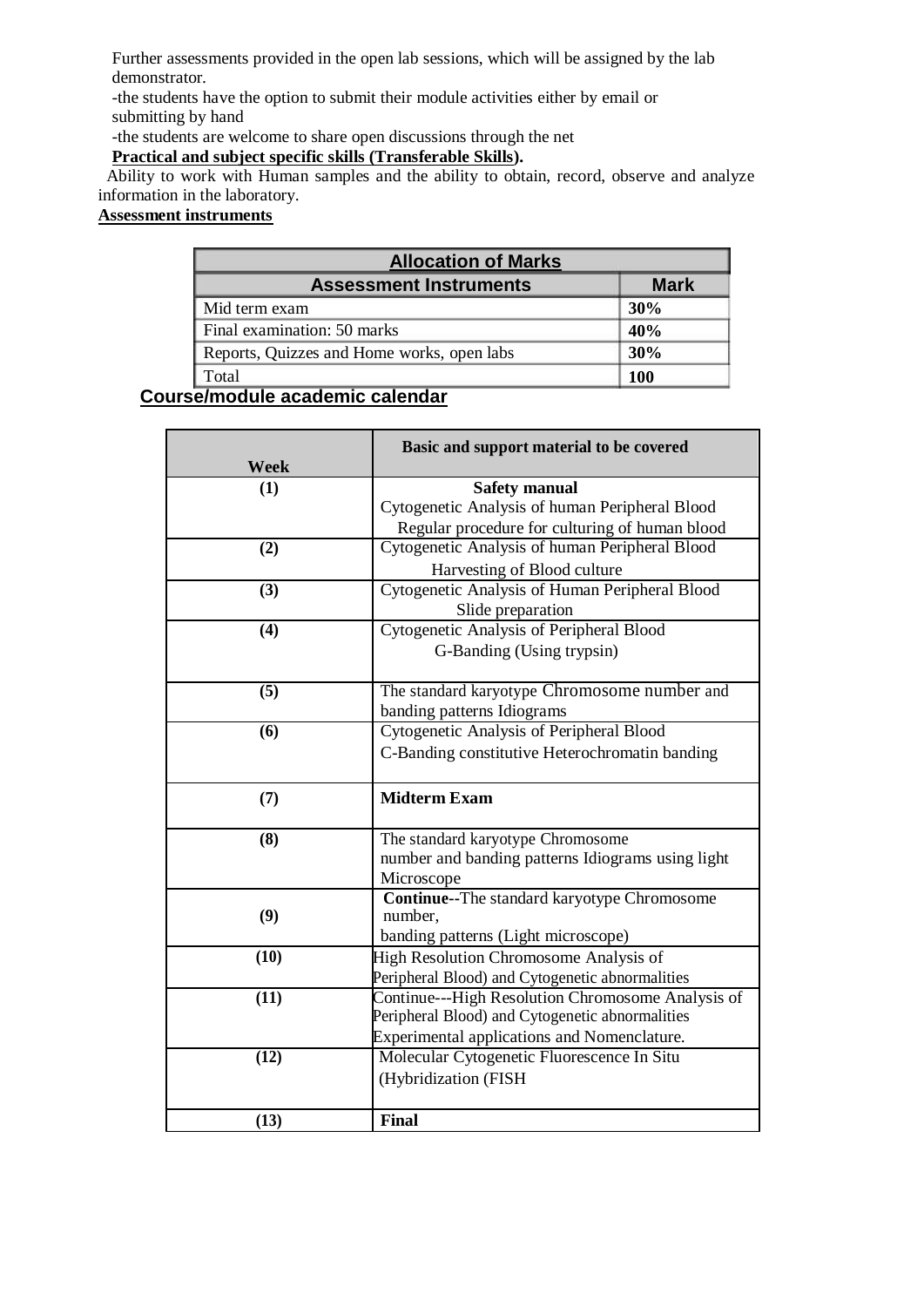Further assessments provided in the open lab sessions, which will be assigned by the lab demonstrator.

-the students have the option to submit their module activities either by email or submitting by hand

-the students are welcome to share open discussions through the net

**Practical and subject specific skills (Transferable Skills).**

Ability to work with Human samples and the ability to obtain, record, observe and analyze information in the laboratory.

**Assessment instruments**

| **Allocation of Marks** | |
|---|---|
| **Assessment Instruments** | **Mark** |
| Mid term exam | **30%** |
| Final examination: 50 marks | **40%** |
| Reports, Quizzes and Home works, open labs | **30%** |
| Total | **100** |

**Course/module academic calendar**

| **Week** | **Basic and support material to be covered** |
|---|---|
| **(1)** | **Safety manual**<br>Cytogenetic Analysis of human Peripheral Blood<br>Regular procedure for culturing of human blood |
| **(2)** | Cytogenetic Analysis of human Peripheral Blood<br>Harvesting of Blood culture |
| **(3)** | Cytogenetic Analysis of Human Peripheral Blood<br>Slide preparation |
| **(4)** | Cytogenetic Analysis of Peripheral Blood<br>G-Banding (Using trypsin) |
| **(5)** | The standard karyotype Chromosome number and banding patterns Idiograms |
| **(6)** | Cytogenetic Analysis of Peripheral Blood<br>C-Banding constitutive Heterochromatin banding |
| **(7)** | **Midterm Exam** |
| **(8)** | The standard karyotype Chromosome number and banding patterns Idiograms using light Microscope |
| **(9)** | **Continue**--The standard karyotype Chromosome number,<br>banding patterns (Light microscope) |
| **(10)** | High Resolution Chromosome Analysis of Peripheral Blood) and Cytogenetic abnormalities |
| **(11)** | Continue---High Resolution Chromosome Analysis of Peripheral Blood) and Cytogenetic abnormalities<br>Experimental applications and Nomenclature. |
| **(12)** | Molecular Cytogenetic Fluorescence In Situ (Hybridization (FISH |
| **(13)** | **Final** |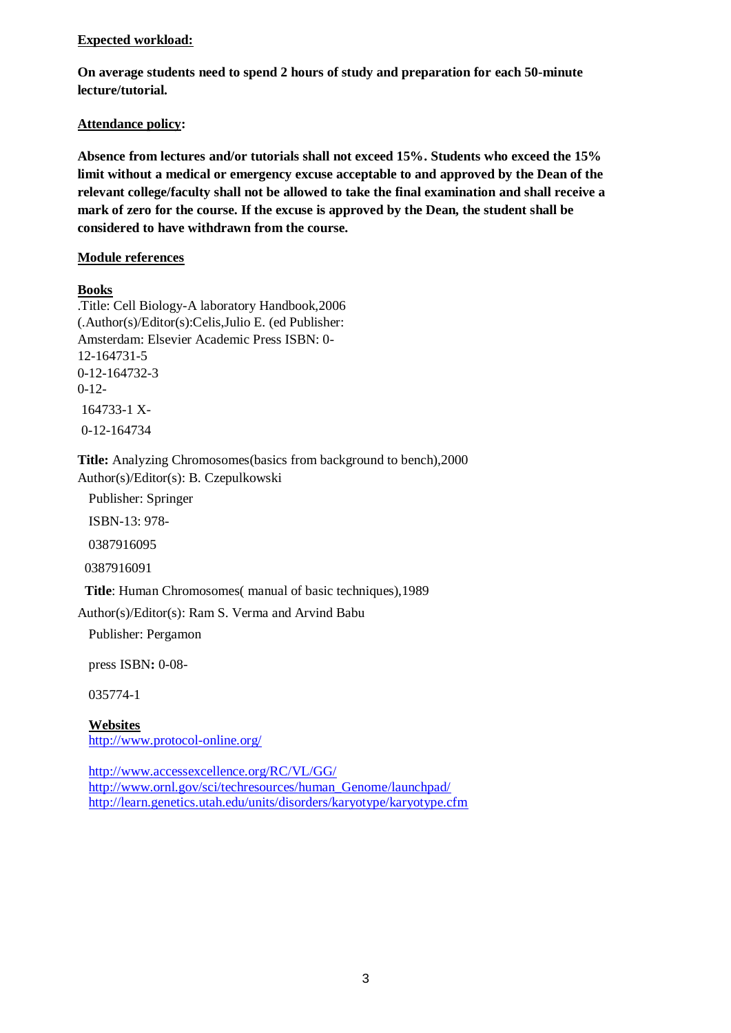**Expected workload:**

**On average students need to spend 2 hours of study and preparation for each 50-minute lecture/tutorial.**

**Attendance policy:**

**Absence from lectures and/or tutorials shall not exceed 15%. Students who exceed the 15% limit without a medical or emergency excuse acceptable to and approved by the Dean of the relevant college/faculty shall not be allowed to take the final examination and shall receive a mark of zero for the course. If the excuse is approved by the Dean, the student shall be considered to have withdrawn from the course.**

**Module references**

**Books**

.Title: Cell Biology-A laboratory Handbook,2006
(.Author(s)/Editor(s):Celis,Julio E. (ed Publisher:
Amsterdam: Elsevier Academic Press ISBN: 0-
12-164731-5
0-12-164732-3
0-12-
164733-1 X-
0-12-164734

**Title:** Analyzing Chromosomes(basics from background to bench),2000
Author(s)/Editor(s): B. Czepulkowski
Publisher: Springer
ISBN-13: 978-
0387916095
0387916091

**Title**: Human Chromosomes( manual of basic techniques),1989
Author(s)/Editor(s): Ram S. Verma and Arvind Babu
Publisher: Pergamon
press ISBN**:** 0-08-
035774-1

**Websites**

http://www.protocol-online.org/

http://www.accessexcellence.org/RC/VL/GG/
http://www.ornl.gov/sci/techresources/human_Genome/launchpad/
http://learn.genetics.utah.edu/units/disorders/karyotype/karyotype.cfm